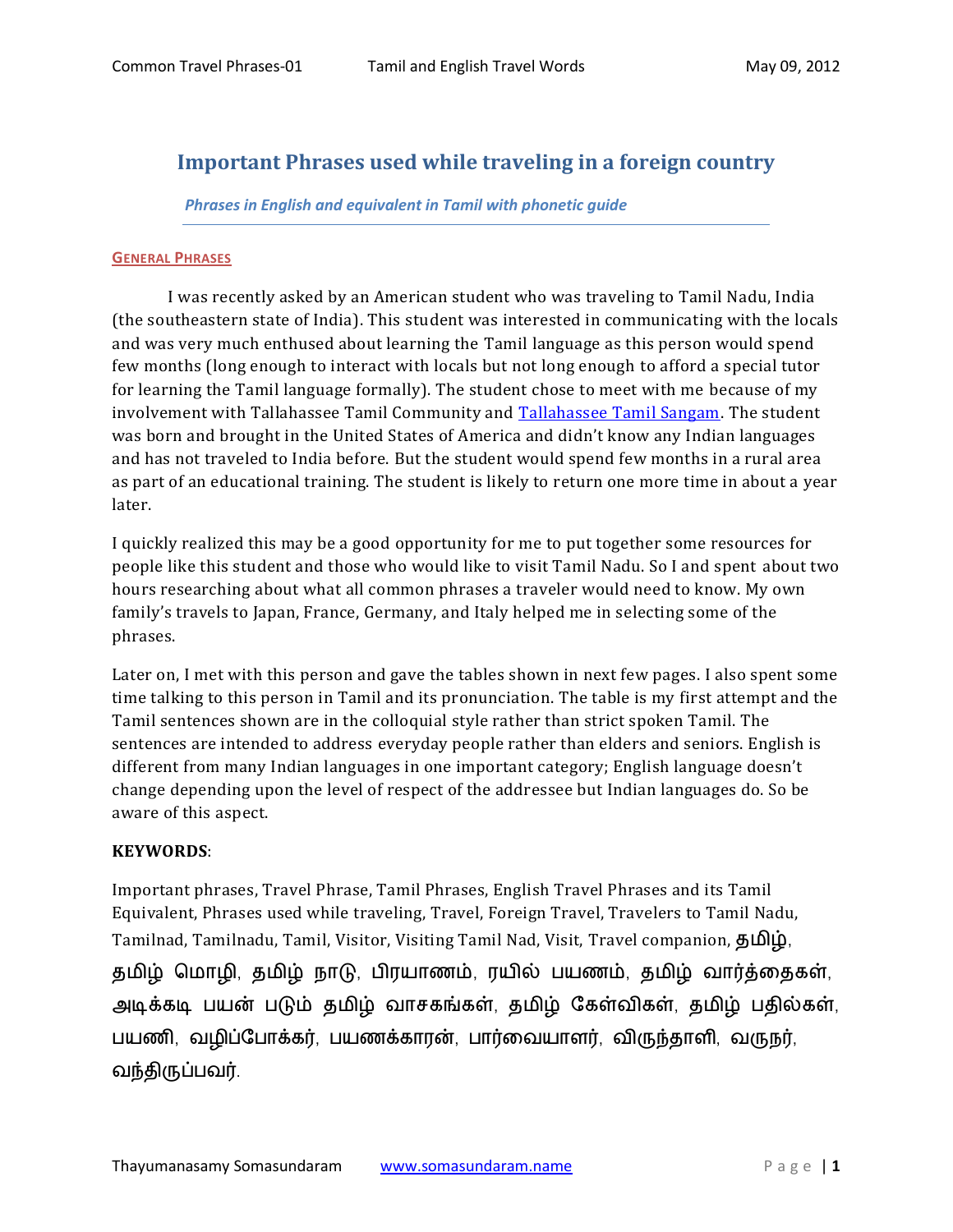# Important Phrases used while traveling in a foreign country

***Phrases in English and equivalent in Tamil with phonetic guide***

## General Phrases

I was recently asked by an American student who was traveling to Tamil Nadu, India (the southeastern state of India). This student was interested in communicating with the locals and was very much enthused about learning the Tamil language as this person would spend few months (long enough to interact with locals but not long enough to afford a special tutor for learning the Tamil language formally). The student chose to meet with me because of my involvement with Tallahassee Tamil Community and [Tallahassee Tamil Sangam](). The student was born and brought in the United States of America and didn't know any Indian languages and has not traveled to India before. But the student would spend few months in a rural area as part of an educational training. The student is likely to return one more time in about a year later.

I quickly realized this may be a good opportunity for me to put together some resources for people like this student and those who would like to visit Tamil Nadu. So I and spent about two hours researching about what all common phrases a traveler would need to know. My own family's travels to Japan, France, Germany, and Italy helped me in selecting some of the phrases.

Later on, I met with this person and gave the tables shown in next few pages. I also spent some time talking to this person in Tamil and its pronunciation. The table is my first attempt and the Tamil sentences shown are in the colloquial style rather than strict spoken Tamil. The sentences are intended to address everyday people rather than elders and seniors. English is different from many Indian languages in one important category; English language doesn't change depending upon the level of respect of the addressee but Indian languages do. So be aware of this aspect.

**KEYWORDS**:

Important phrases, Travel Phrase, Tamil Phrases, English Travel Phrases and its Tamil Equivalent, Phrases used while traveling, Travel, Foreign Travel, Travelers to Tamil Nadu, Tamilnad, Tamilnadu, Tamil, Visitor, Visiting Tamil Nad, Visit, Travel companion, தமிழ், தமிழ் மொழி, தமிழ் நாடு, பிரயாணம், ரயில் பயணம், தமிழ் வார்த்தைகள், அடிக்கடி பயன் படும் தமிழ் வாசகங்கள், தமிழ் கேள்விகள், தமிழ் பதில்கள், பயணி, வழிப்போக்கர், பயணக்காரன், பார்வையாளர், விருந்தாளி, வருநர், வந்திருப்பவர்.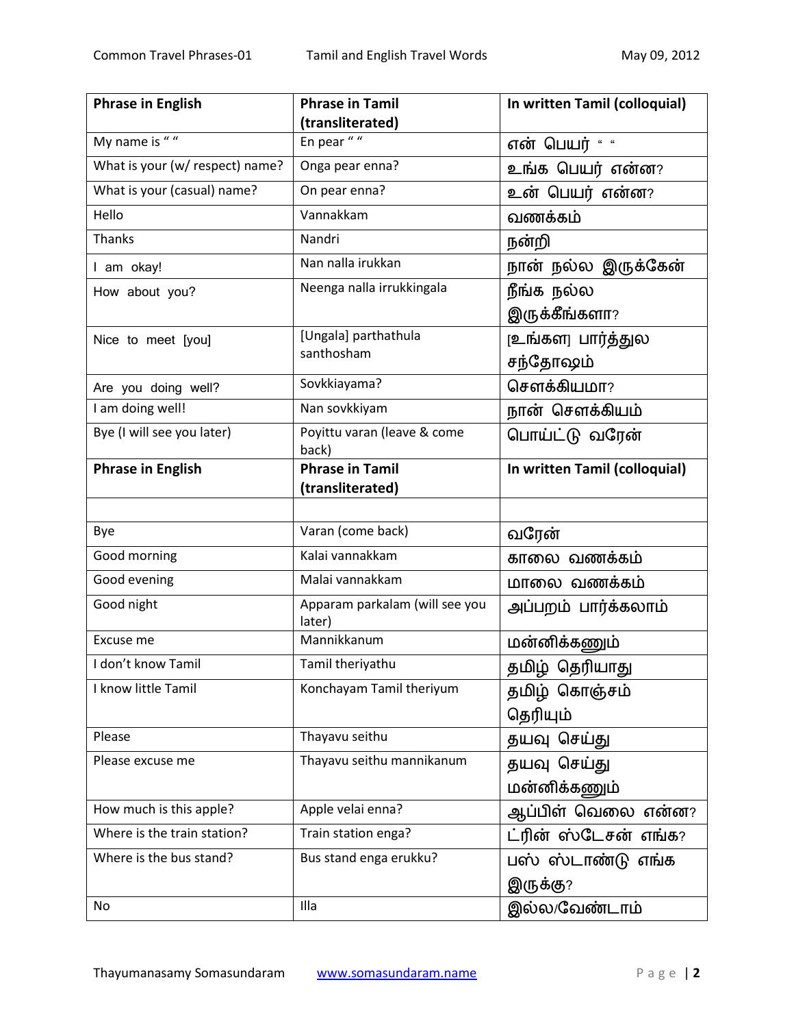| Phrase in English | Phrase in Tamil (transliterated) | In written Tamil (colloquial) |
|---|---|---|
| My name is " " | En pear " " | என் பெயர் " " |
| What is your (w/ respect) name? | Onga pear enna? | உங்க பெயர் என்ன? |
| What is your (casual) name? | On pear enna? | உன் பெயர் என்ன? |
| Hello | Vannakkam | வணக்கம் |
| Thanks | Nandri | நன்றி |
| I am okay! | Nan nalla irukkan | நான் நல்ல இருக்கேன் |
| How about you? | Neenga nalla irrukkingala | நீங்க நல்ல இருக்கீங்களா? |
| Nice to meet [you] | [Ungala] parthathula santhosham | [உங்கள] பார்த்துல சந்தோஷம் |
| Are you doing well? | Sovkkiayama? | சௌக்கியமா? |
| I am doing well! | Nan sovkkiyam | நான் சௌக்கியம் |
| Bye (I will see you later) | Poyittu varan (leave & come back) | பொய்ட்டு வரேன் |
| **Phrase in English** | **Phrase in Tamil (transliterated)** | **In written Tamil (colloquial)** |
| | | |
| Bye | Varan (come back) | வரேன் |
| Good morning | Kalai vannakkam | காலை வணக்கம் |
| Good evening | Malai vannakkam | மாலை வணக்கம் |
| Good night | Apparam parkalam (will see you later) | அப்பறம் பார்க்கலாம் |
| Excuse me | Mannikkanum | மன்னிக்கணும் |
| I don't know Tamil | Tamil theriyathu | தமிழ் தெரியாது |
| I know little Tamil | Konchayam Tamil theriyum | தமிழ் கொஞ்சம் தெரியும் |
| Please | Thayavu seithu | தயவு செய்து |
| Please excuse me | Thayavu seithu mannikanum | தயவு செய்து மன்னிக்கணும் |
| How much is this apple? | Apple velai enna? | ஆப்பிள் வெலை என்ன? |
| Where is the train station? | Train station enga? | ட்ரின் ஸ்டேசன் எங்க? |
| Where is the bus stand? | Bus stand enga erukku? | பஸ் ஸ்டாண்டு எங்க இருக்கு? |
| No | Illa | இல்ல/வேண்டாம் |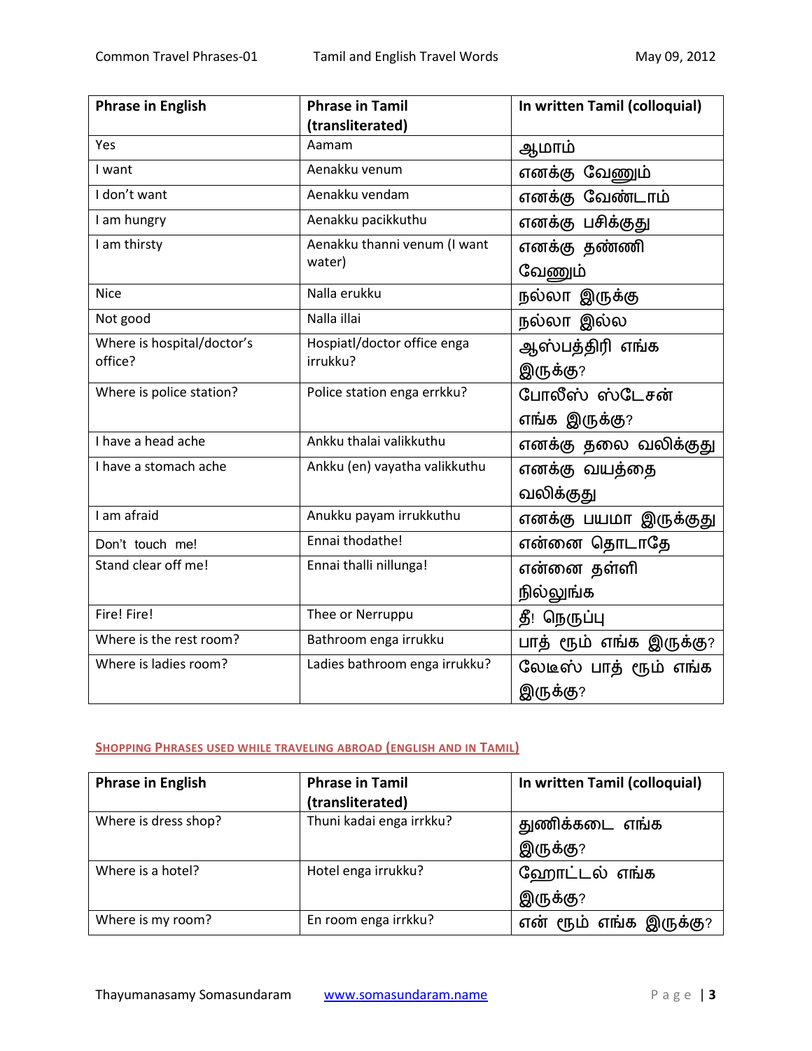| Phrase in English | Phrase in Tamil (transliterated) | In written Tamil (colloquial) |
| --- | --- | --- |
| Yes | Aamam | ஆமாம் |
| I want | Aenakku venum | எனக்கு வேணும் |
| I don't want | Aenakku vendam | எனக்கு வேண்டாம் |
| I am hungry | Aenakku pacikkuthu | எனக்கு பசிக்குது |
| I am thirsty | Aenakku thanni venum (I want water) | எனக்கு தண்ணி வேணும் |
| Nice | Nalla erukku | நல்லா இருக்கு |
| Not good | Nalla illai | நல்லா இல்ல |
| Where is hospital/doctor's office? | Hospiatl/doctor office enga irrukku? | ஆஸ்பத்திரி எங்க இருக்கு? |
| Where is police station? | Police station enga errkku? | போலீஸ் ஸ்டேசன் எங்க இருக்கு? |
| I have a head ache | Ankku thalai valikkuthu | எனக்கு தலை வலிக்குது |
| I have a stomach ache | Ankku (en) vayatha valikkuthu | எனக்கு வயத்தை வலிக்குது |
| I am afraid | Anukku payam irrukkuthu | எனக்கு பயமா இருக்குது |
| Don't touch me! | Ennai thodathe! | என்னை தொடாதே |
| Stand clear off me! | Ennai thalli nillunga! | என்னை தள்ளி நில்லுங்க |
| Fire! Fire! | Thee or Nerruppu | தீ! நெருப்பு |
| Where is the rest room? | Bathroom enga irrukku | பாத் ரூம் எங்க இருக்கு? |
| Where is ladies room? | Ladies bathroom enga irrukku? | லேடீஸ் பாத் ரூம் எங்க இருக்கு? |

## SHOPPING PHRASES USED WHILE TRAVELING ABROAD (ENGLISH AND IN TAMIL)

| Phrase in English | Phrase in Tamil (transliterated) | In written Tamil (colloquial) |
| --- | --- | --- |
| Where is dress shop? | Thuni kadai enga irrkku? | துணிக்கடை எங்க இருக்கு? |
| Where is a hotel? | Hotel enga irrukku? | ஹோட்டல் எங்க இருக்கு? |
| Where is my room? | En room enga irrkku? | என் ரூம் எங்க இருக்கு? |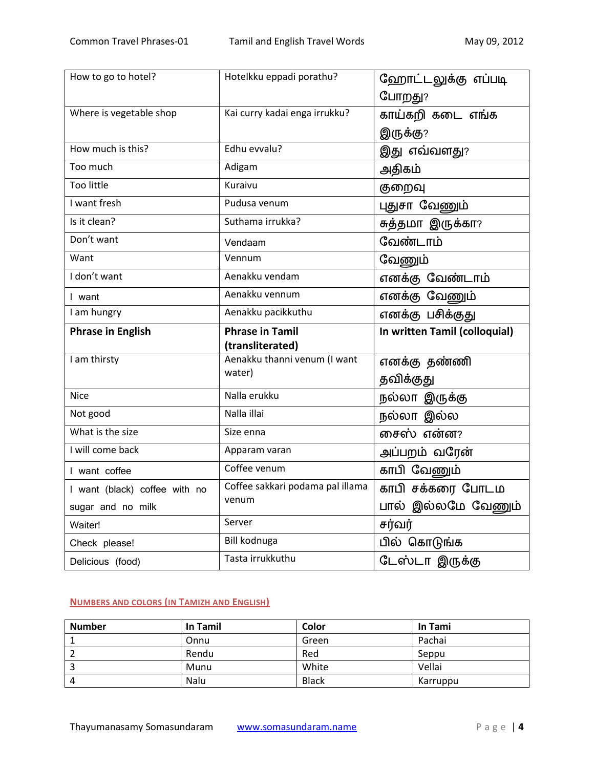| How to go to hotel? | Hotelkku eppadi porathu? | ஹோட்டலுக்கு எப்படி போறது? |
|---|---|---|
| Where is vegetable shop | Kai curry kadai enga irrukku? | காய்கறி கடை எங்க இருக்கு? |
| How much is this? | Edhu evvalu? | இது எவ்வளது? |
| Too much | Adigam | அதிகம் |
| Too little | Kuraivu | குறைவு |
| I want fresh | Pudusa venum | புதுசா வேணும் |
| Is it clean? | Suthama irrukka? | சுத்தமா இருக்கா? |
| Don't want | Vendaam | வேண்டாம் |
| Want | Vennum | வேணும் |
| I don't want | Aenakku vendam | எனக்கு வேண்டாம் |
| I want | Aenakku vennum | எனக்கு வேணும் |
| I am hungry | Aenakku pacikkuthu | எனக்கு பசிக்குது |
| **Phrase in English** | **Phrase in Tamil (transliterated)** | **In written Tamil (colloquial)** |
| I am thirsty | Aenakku thanni venum (I want water) | எனக்கு தண்ணி தவிக்குது |
| Nice | Nalla erukku | நல்லா இருக்கு |
| Not good | Nalla illai | நல்லா இல்ல |
| What is the size | Size enna | சைஸ் என்ன? |
| I will come back | Apparam varan | அப்பறம் வரேன் |
| I want coffee | Coffee venum | காபி வேணும் |
| I want (black) coffee with no sugar and no milk | Coffee sakkari podama pal illama venum | காபி சக்கரை போடம பால் இல்லமே வேணும் |
| Waiter! | Server | சர்வர் |
| Check please! | Bill kodnuga | பில் கொடுங்க |
| Delicious (food) | Tasta irrukkuthu | டேஸ்டா இருக்கு |

## Numbers and colors (in Tamizh and English)

| Number | In Tamil | Color | In Tami |
|---|---|---|---|
| 1 | Onnu | Green | Pachai |
| 2 | Rendu | Red | Seppu |
| 3 | Munu | White | Vellai |
| 4 | Nalu | Black | Karruppu |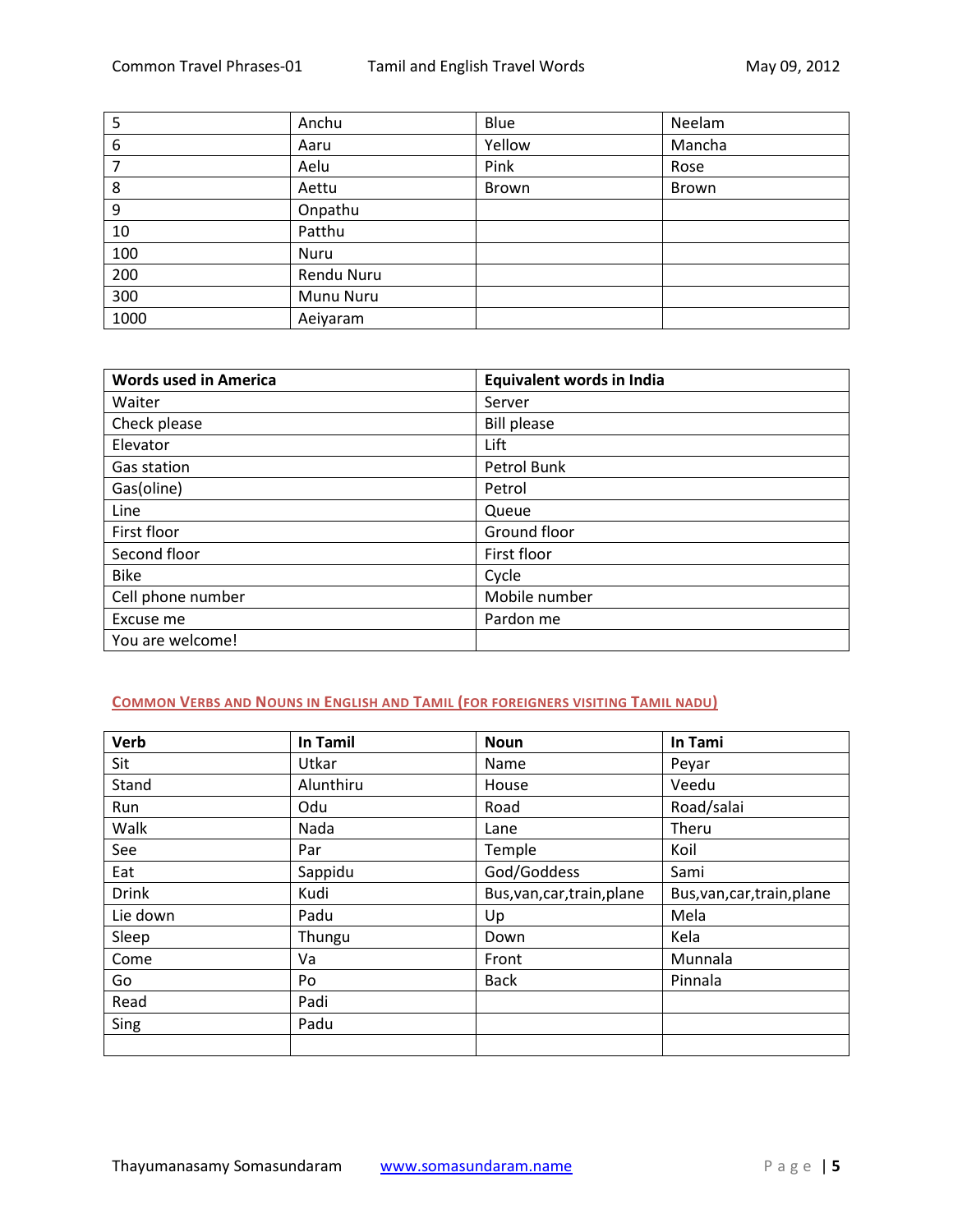| | | | |
|---|---|---|---|
| 5 | Anchu | Blue | Neelam |
| 6 | Aaru | Yellow | Mancha |
| 7 | Aelu | Pink | Rose |
| 8 | Aettu | Brown | Brown |
| 9 | Onpathu | | |
| 10 | Patthu | | |
| 100 | Nuru | | |
| 200 | Rendu Nuru | | |
| 300 | Munu Nuru | | |
| 1000 | Aeiyaram | | |

| **Words used in America** | **Equivalent words in India** |
|---|---|
| Waiter | Server |
| Check please | Bill please |
| Elevator | Lift |
| Gas station | Petrol Bunk |
| Gas(oline) | Petrol |
| Line | Queue |
| First floor | Ground floor |
| Second floor | First floor |
| Bike | Cycle |
| Cell phone number | Mobile number |
| Excuse me | Pardon me |
| You are welcome! | |

## Common Verbs and Nouns in English and Tamil (for foreigners visiting Tamil nadu)

| **Verb** | **In Tamil** | **Noun** | **In Tami** |
|---|---|---|---|
| Sit | Utkar | Name | Peyar |
| Stand | Alunthiru | House | Veedu |
| Run | Odu | Road | Road/salai |
| Walk | Nada | Lane | Theru |
| See | Par | Temple | Koil |
| Eat | Sappidu | God/Goddess | Sami |
| Drink | Kudi | Bus,van,car,train,plane | Bus,van,car,train,plane |
| Lie down | Padu | Up | Mela |
| Sleep | Thungu | Down | Kela |
| Come | Va | Front | Munnala |
| Go | Po | Back | Pinnala |
| Read | Padi | | |
| Sing | Padu | | |
| | | | |